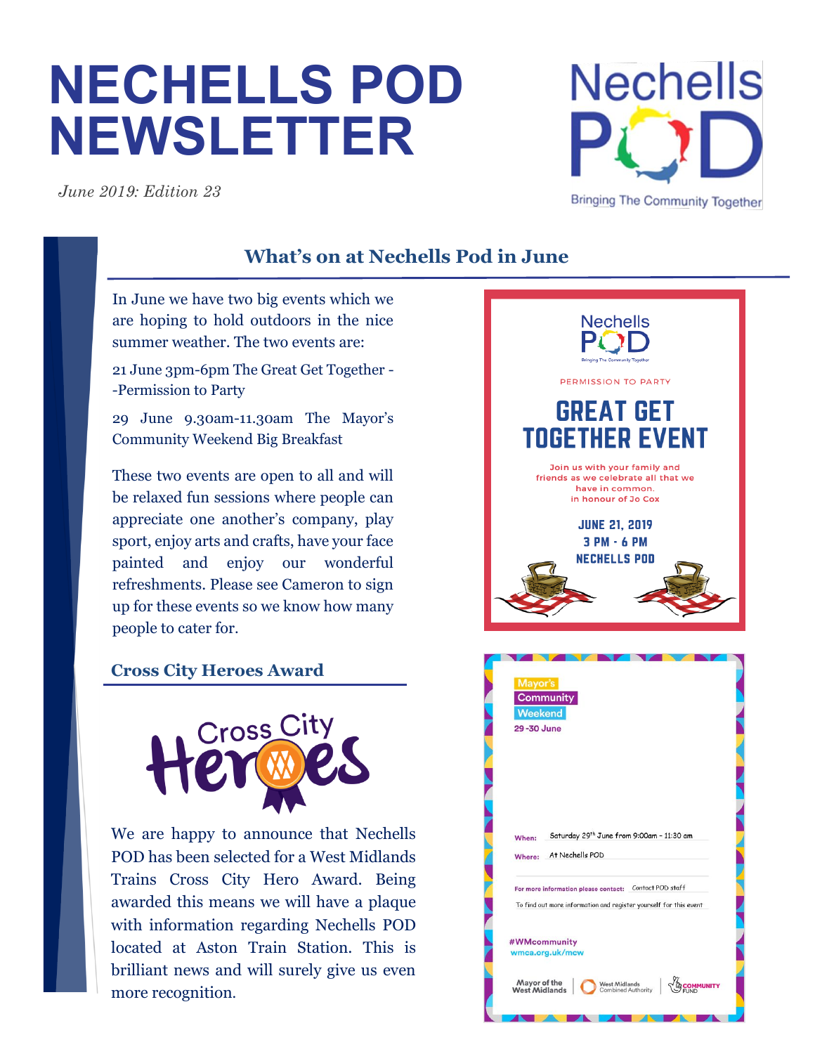# NECHELLS POD NEWSLETTER

*June 2019: Edition 23*

Nechells POD

Bringing The Community Together

## What's on at Nechells Pod in June

In June we have two big events which we are hoping to hold outdoors in the nice summer weather. The two events are:

21 June 3pm-6pm The Great Get Together --Permission to Party

29 June 9.30am-11.30am The Mayor's Community Weekend Big Breakfast

These two events are open to all and will be relaxed fun sessions where people can appreciate one another's company, play sport, enjoy arts and crafts, have your face painted and enjoy our wonderful refreshments. Please see Cameron to sign up for these events so we know how many people to cater for.

Nechells POD

Bringing The Community Together

PERMISSION TO PARTY

**GREAT GET TOGETHER EVENT**

Join us with your family and friends as we celebrate all that we have in common. in honour of Jo Cox

**JUNE 21, 2019**
**3 PM - 6 PM**
**NECHELLS POD**

Mayor's
Community
Weekend
29 -30 June

When: Saturday 29th June from 9:00am – 11:30 am

Where: At Nechells POD

For more information please contact: Contact POD staff

To find out more information and register yourself for this event

#WMcommunity
wmca.org.uk/mcw

Mayor of the West Midlands | West Midlands Combined Authority | COMMUNITY FUND

### Cross City Heroes Award

Cross City Heroes

We are happy to announce that Nechells POD has been selected for a West Midlands Trains Cross City Hero Award. Being awarded this means we will have a plaque with information regarding Nechells POD located at Aston Train Station. This is brilliant news and will surely give us even more recognition.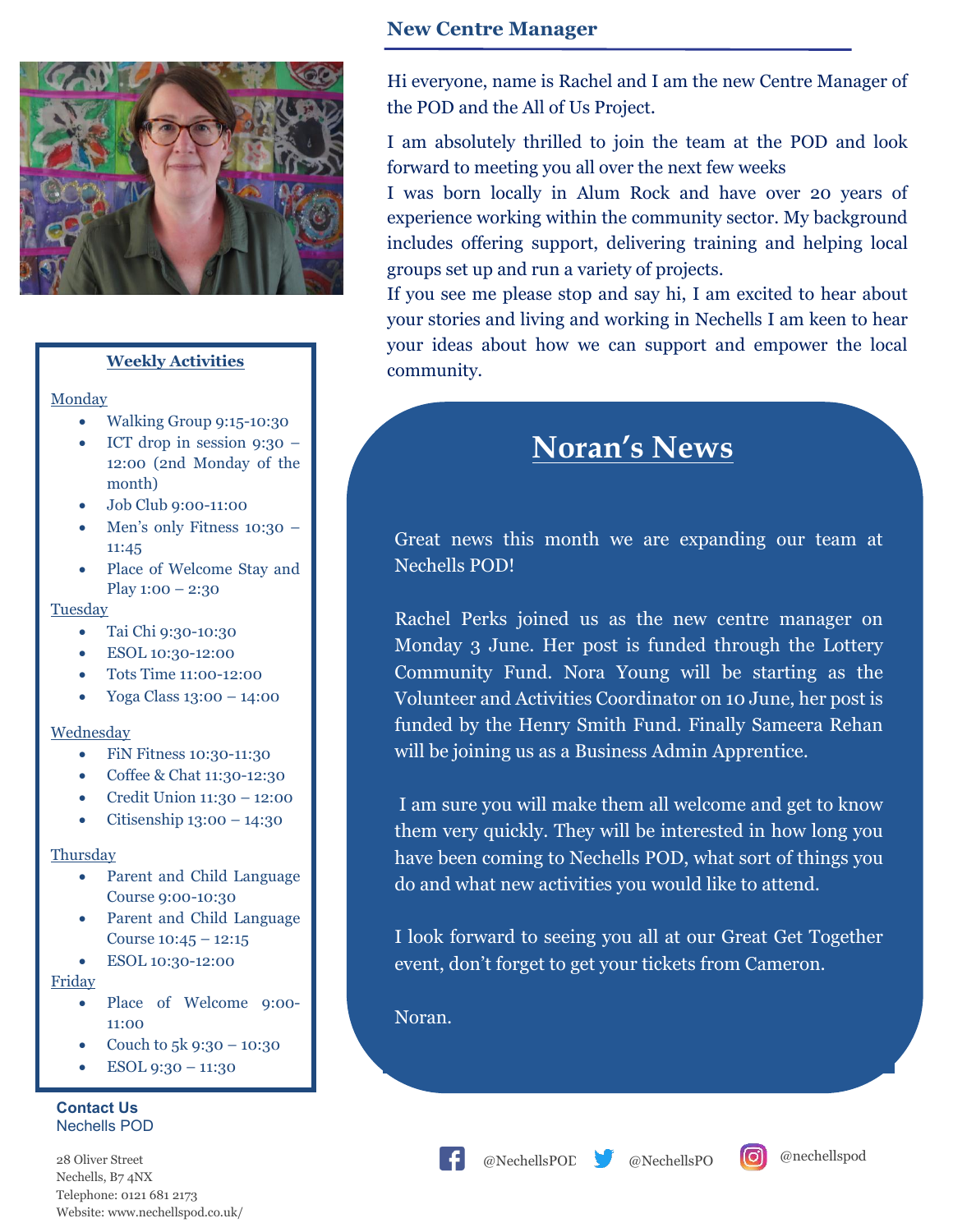## New Centre Manager

Hi everyone, name is Rachel and I am the new Centre Manager of the POD and the All of Us Project.

I am absolutely thrilled to join the team at the POD and look forward to meeting you all over the next few weeks

I was born locally in Alum Rock and have over 20 years of experience working within the community sector. My background includes offering support, delivering training and helping local groups set up and run a variety of projects.

If you see me please stop and say hi, I am excited to hear about your stories and living and working in Nechells I am keen to hear your ideas about how we can support and empower the local community.

### Weekly Activities

Monday

- Walking Group 9:15-10:30
- ICT drop in session 9:30 – 12:00 (2nd Monday of the month)
- Job Club 9:00-11:00
- Men's only Fitness 10:30 – 11:45
- Place of Welcome Stay and Play 1:00 – 2:30

Tuesday

- Tai Chi 9:30-10:30
- ESOL 10:30-12:00
- Tots Time 11:00-12:00
- Yoga Class 13:00 – 14:00

Wednesday

- FiN Fitness 10:30-11:30
- Coffee & Chat 11:30-12:30
- Credit Union 11:30 – 12:00
- Citisenship 13:00 – 14:30

Thursday

- Parent and Child Language Course 9:00-10:30
- Parent and Child Language Course 10:45 – 12:15
- ESOL 10:30-12:00

Friday

- Place of Welcome 9:00-11:00
- Couch to 5k 9:30 – 10:30
- ESOL 9:30 – 11:30

## Noran's News

Great news this month we are expanding our team at Nechells POD!

Rachel Perks joined us as the new centre manager on Monday 3 June. Her post is funded through the Lottery Community Fund. Nora Young will be starting as the Volunteer and Activities Coordinator on 10 June, her post is funded by the Henry Smith Fund. Finally Sameera Rehan will be joining us as a Business Admin Apprentice.

I am sure you will make them all welcome and get to know them very quickly. They will be interested in how long you have been coming to Nechells POD, what sort of things you do and what new activities you would like to attend.

I look forward to seeing you all at our Great Get Together event, don't forget to get your tickets from Cameron.

Noran.

**Contact Us**
Nechells POD

28 Oliver Street
Nechells, B7 4NX
Telephone: 0121 681 2173
Website: www.nechellspod.co.uk/

@NechellsPOD @NechellsPO @nechellspod